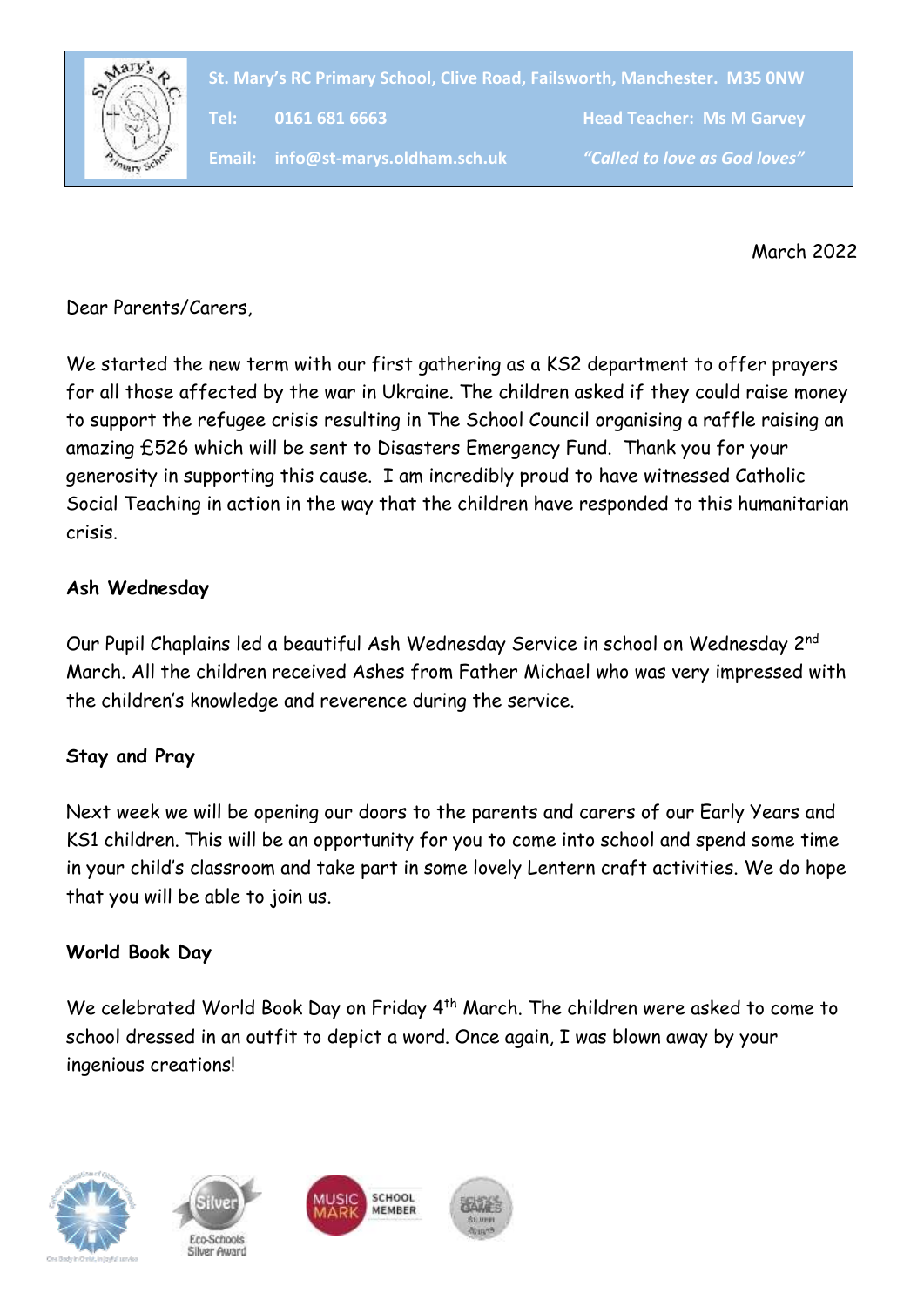St. Mary's RC Primary School, Clive Road, Failsworth, Manchester. M35 0NW

Tel: 0161 681 6663 Head Teacher: Ms M Garvey

Email: info@st-marys.oldham.sch.uk *"Called to love as God loves"*

March 2022

Dear Parents/Carers,

We started the new term with our first gathering as a KS2 department to offer prayers for all those affected by the war in Ukraine. The children asked if they could raise money to support the refugee crisis resulting in The School Council organising a raffle raising an amazing £526 which will be sent to Disasters Emergency Fund. Thank you for your generosity in supporting this cause. I am incredibly proud to have witnessed Catholic Social Teaching in action in the way that the children have responded to this humanitarian crisis.

**Ash Wednesday**

Our Pupil Chaplains led a beautiful Ash Wednesday Service in school on Wednesday 2nd March. All the children received Ashes from Father Michael who was very impressed with the children's knowledge and reverence during the service.

**Stay and Pray**

Next week we will be opening our doors to the parents and carers of our Early Years and KS1 children. This will be an opportunity for you to come into school and spend some time in your child's classroom and take part in some lovely Lentern craft activities. We do hope that you will be able to join us.

**World Book Day**

We celebrated World Book Day on Friday 4th March. The children were asked to come to school dressed in an outfit to depict a word. Once again, I was blown away by your ingenious creations!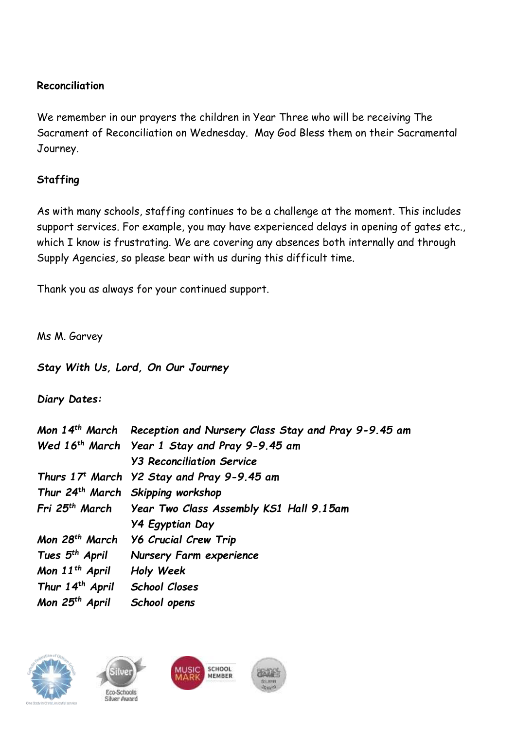**Reconciliation**

We remember in our prayers the children in Year Three who will be receiving The Sacrament of Reconciliation on Wednesday. May God Bless them on their Sacramental Journey.

**Staffing**

As with many schools, staffing continues to be a challenge at the moment. This includes support services. For example, you may have experienced delays in opening of gates etc., which I know is frustrating. We are covering any absences both internally and through Supply Agencies, so please bear with us during this difficult time.

Thank you as always for your continued support.

Ms M. Garvey

***Stay With Us, Lord, On Our Journey***

***Diary Dates:***

| | |
|---|---|
| ***Mon 14th March*** | ***Reception and Nursery Class Stay and Pray 9-9.45 am*** |
| ***Wed 16th March*** | ***Year 1 Stay and Pray 9-9.45 am*** |
| | ***Y3 Reconciliation Service*** |
| ***Thurs 17t March*** | ***Y2 Stay and Pray 9-9.45 am*** |
| ***Thur 24th March*** | ***Skipping workshop*** |
| ***Fri 25th March*** | ***Year Two Class Assembly KS1 Hall 9.15am*** |
| | ***Y4 Egyptian Day*** |
| ***Mon 28th March*** | ***Y6 Crucial Crew Trip*** |
| ***Tues 5th April*** | ***Nursery Farm experience*** |
| ***Mon 11th April*** | ***Holy Week*** |
| ***Thur 14th April*** | ***School Closes*** |
| ***Mon 25th April*** | ***School opens*** |